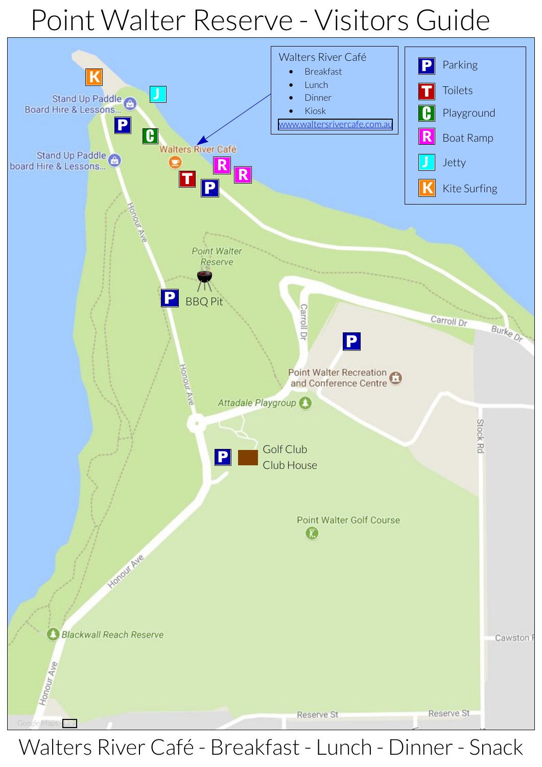# Point Walter Reserve - Visitors Guide

**Walters River Café**

- Breakfast
- Lunch
- Dinner
- Kiosk

www.waltersrivercafe.com.au

| Symbol | Meaning |
|---|---|
| P | Parking |
| T | Toilets |
| C | Playground |
| R | Boat Ramp |
| J | Jetty |
| K | Kite Surfing |

Stand Up Paddle Board Hire & Lessons...

Stand Up Paddle board Hire & Lessons...

Walters River Café

Point Walter Reserve

BBQ Pit

Honour Ave

Carroll Dr

Burke Dr

Point Walter Recreation and Conference Centre

Attadale Playgroup

Golf Club Club House

Point Walter Golf Course

Stock Rd

Blackwall Reach Reserve

Cawston R

Reserve St

Walters River Café - Breakfast - Lunch - Dinner - Snack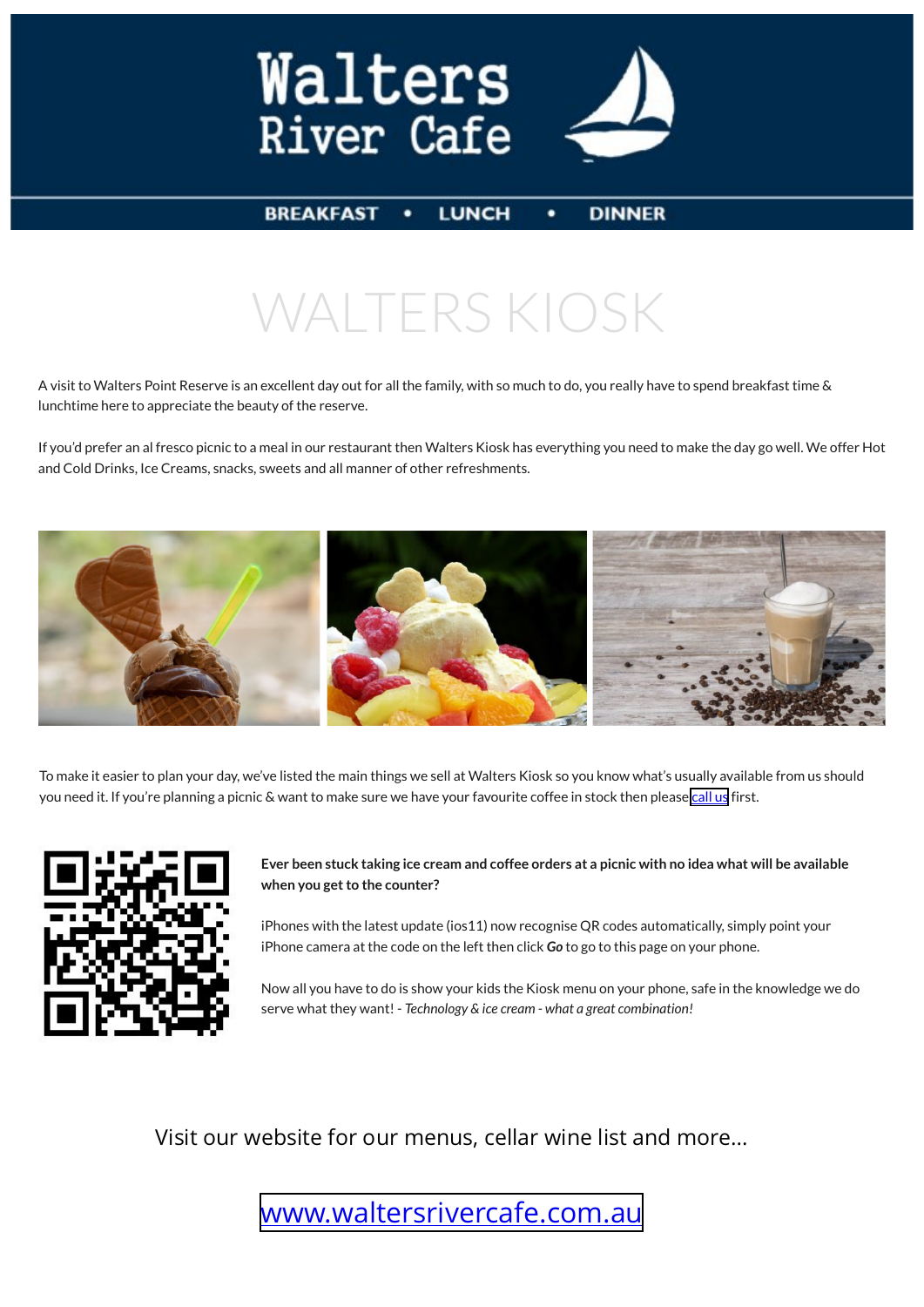Walters River Cafe

BREAKFAST • LUNCH • DINNER

# WALTERS KIOSK

A visit to Walters Point Reserve is an excellent day out for all the family, with so much to do, you really have to spend breakfast time & lunchtime here to appreciate the beauty of the reserve.

If you'd prefer an al fresco picnic to a meal in our restaurant then Walters Kiosk has everything you need to make the day go well. We offer Hot and Cold Drinks, Ice Creams, snacks, sweets and all manner of other refreshments.

To make it easier to plan your day, we've listed the main things we sell at Walters Kiosk so you know what's usually available from us should you need it. If you're planning a picnic & want to make sure we have your favourite coffee in stock then please call us first.

**Ever been stuck taking ice cream and coffee orders at a picnic with no idea what will be available when you get to the counter?**

iPhones with the latest update (ios11) now recognise QR codes automatically, simply point your iPhone camera at the code on the left then click ***Go*** to go to this page on your phone.

Now all you have to do is show your kids the Kiosk menu on your phone, safe in the knowledge we do serve what they want! - *Technology & ice cream - what a great combination!*

Visit our website for our menus, cellar wine list and more...

www.waltersrivercafe.com.au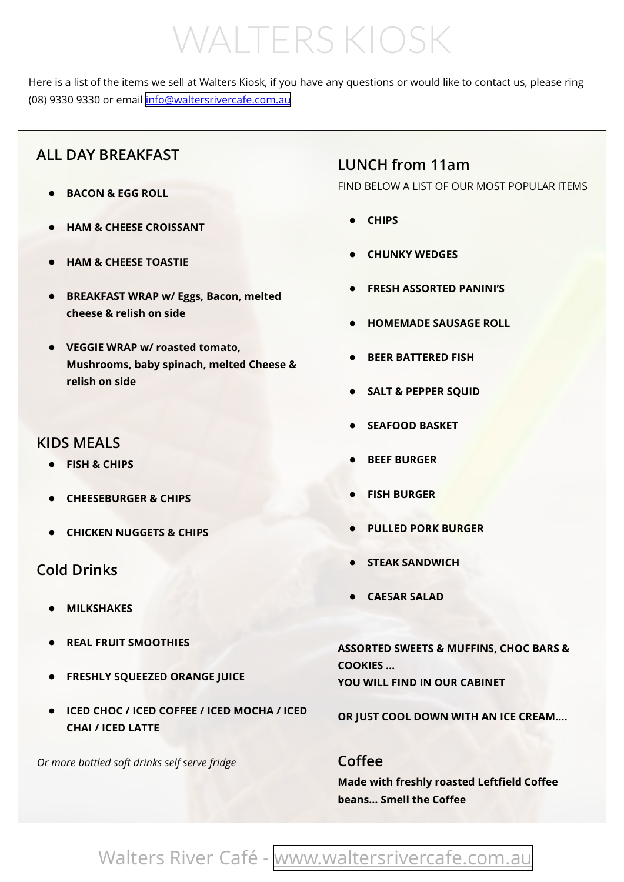# WALTERS KIOSK

Here is a list of the items we sell at Walters Kiosk, if you have any questions or would like to contact us, please ring (08) 9330 9330 or email info@waltersrivercafe.com.au

## ALL DAY BREAKFAST

- **BACON & EGG ROLL**
- **HAM & CHEESE CROISSANT**
- **HAM & CHEESE TOASTIE**
- **BREAKFAST WRAP w/ Eggs, Bacon, melted cheese & relish on side**
- **VEGGIE WRAP w/ roasted tomato, Mushrooms, baby spinach, melted Cheese & relish on side**

## KIDS MEALS

- **FISH & CHIPS**
- **CHEESEBURGER & CHIPS**
- **CHICKEN NUGGETS & CHIPS**

## Cold Drinks

- **MILKSHAKES**
- **REAL FRUIT SMOOTHIES**
- **FRESHLY SQUEEZED ORANGE JUICE**
- **ICED CHOC / ICED COFFEE / ICED MOCHA / ICED CHAI / ICED LATTE**

*Or more bottled soft drinks self serve fridge*

## LUNCH from 11am

FIND BELOW A LIST OF OUR MOST POPULAR ITEMS

- **CHIPS**
- **CHUNKY WEDGES**
- **FRESH ASSORTED PANINI'S**
- **HOMEMADE SAUSAGE ROLL**
- **BEER BATTERED FISH**
- **SALT & PEPPER SQUID**
- **SEAFOOD BASKET**
- **BEEF BURGER**
- **FISH BURGER**
- **PULLED PORK BURGER**
- **STEAK SANDWICH**
- **CAESAR SALAD**

**ASSORTED SWEETS & MUFFINS, CHOC BARS & COOKIES ...**
**YOU WILL FIND IN OUR CABINET**

**OR JUST COOL DOWN WITH AN ICE CREAM....**

## Coffee

**Made with freshly roasted Leftfield Coffee beans... Smell the Coffee**

Walters River Café - www.waltersrivercafe.com.au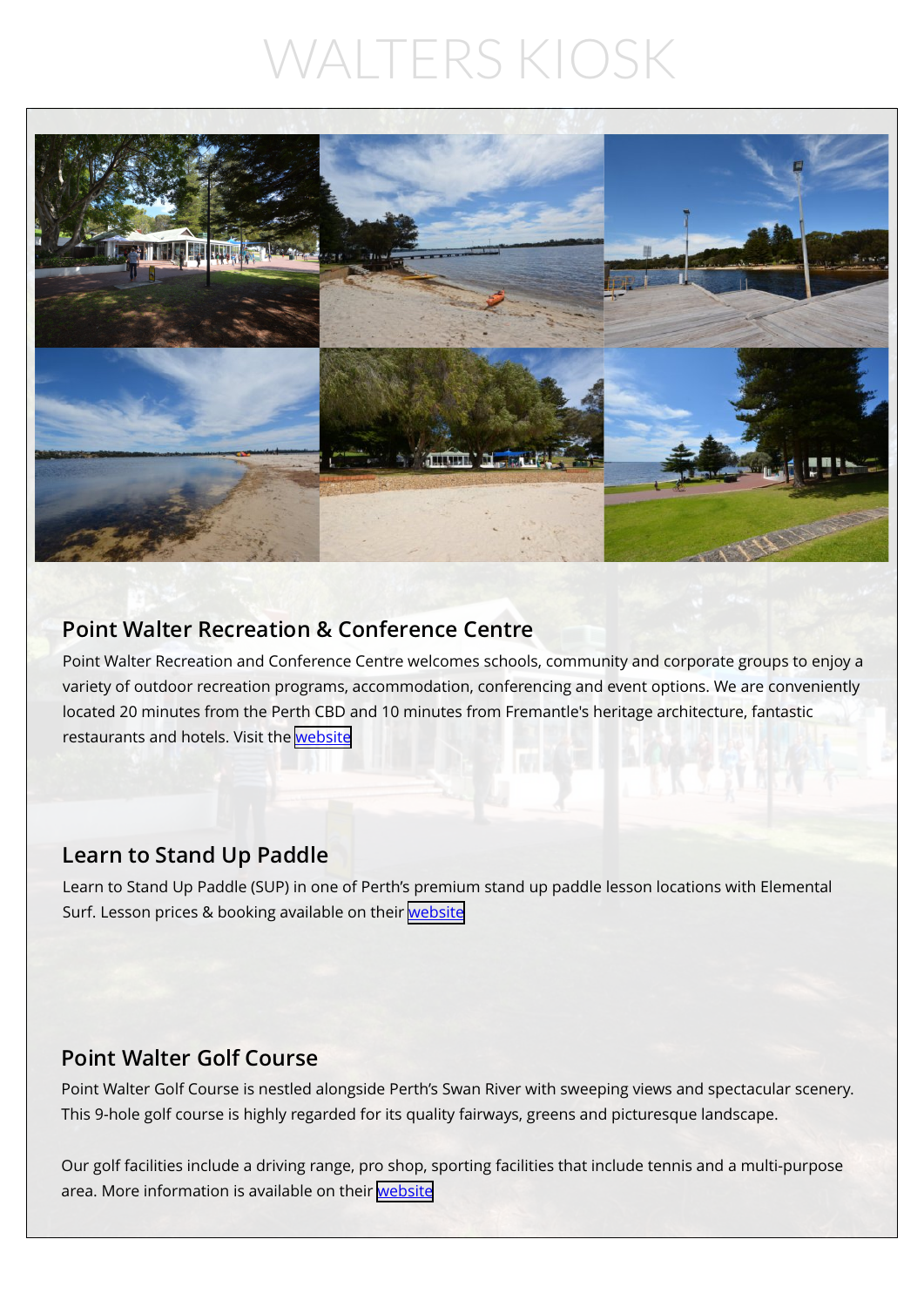# WALTERS KIOSK

## Point Walter Recreation & Conference Centre

Point Walter Recreation and Conference Centre welcomes schools, community and corporate groups to enjoy a variety of outdoor recreation programs, accommodation, conferencing and event options. We are conveniently located 20 minutes from the Perth CBD and 10 minutes from Fremantle's heritage architecture, fantastic restaurants and hotels. Visit the website

## Learn to Stand Up Paddle

Learn to Stand Up Paddle (SUP) in one of Perth's premium stand up paddle lesson locations with Elemental Surf. Lesson prices & booking available on their website

## Point Walter Golf Course

Point Walter Golf Course is nestled alongside Perth's Swan River with sweeping views and spectacular scenery. This 9-hole golf course is highly regarded for its quality fairways, greens and picturesque landscape.

Our golf facilities include a driving range, pro shop, sporting facilities that include tennis and a multi-purpose area. More information is available on their website